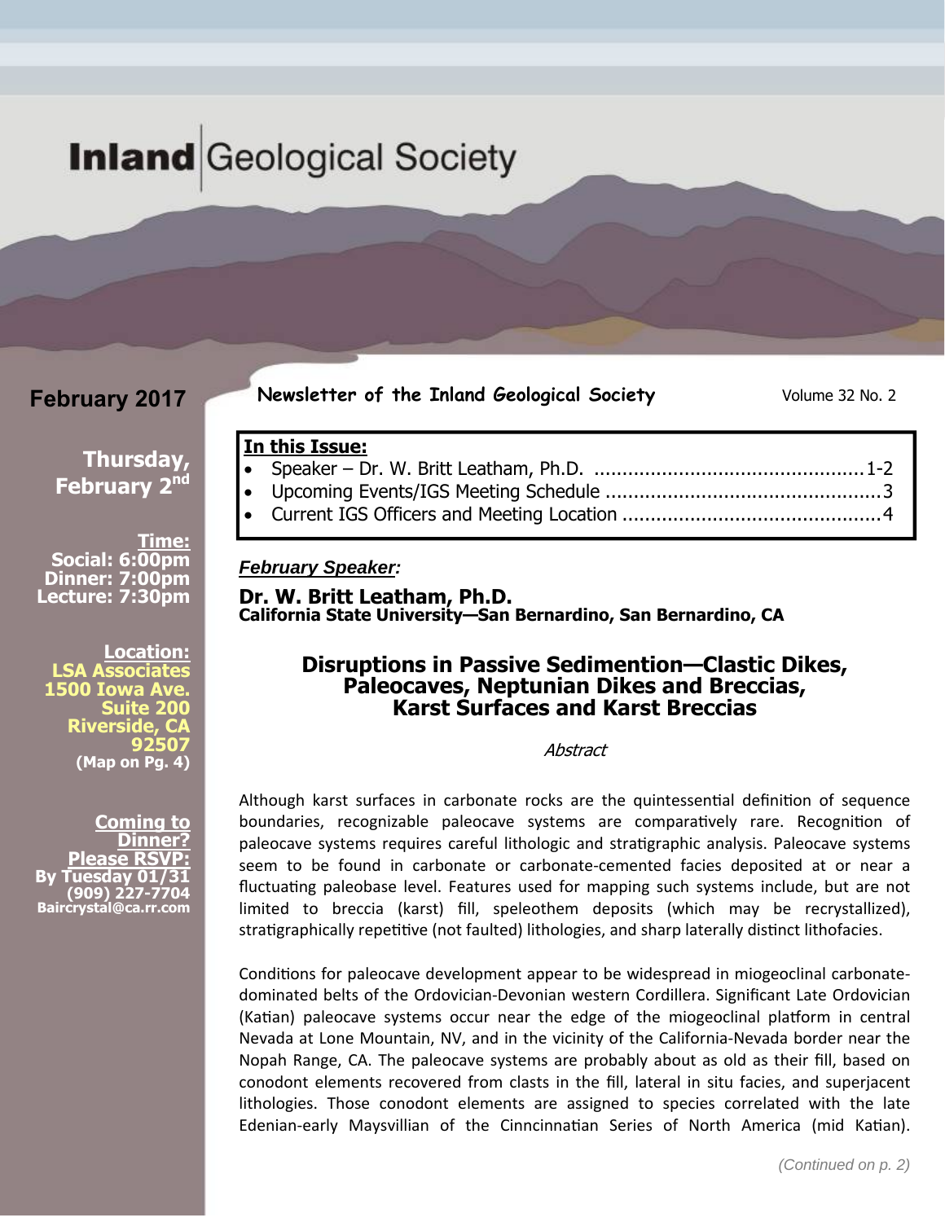# Inland Geological Society

**February 2017**

**Newsletter of the Inland Geological Society**

Volume 32 No. 2

**Thursday, February 2nd**

**Time:**
Social: 6:00pm
Dinner: 7:00pm
Lecture: 7:30pm

**Location:**
LSA Associates
1500 Iowa Ave.
Suite 200
Riverside, CA
92507
(Map on Pg. 4)

**Coming to Dinner?**
**Please RSVP:**
By Tuesday 01/31
(909) 227-7704
Baircrystal@ca.rr.com

**In this Issue:**

- Speaker – Dr. W. Britt Leatham, Ph.D. ............................................1-2
- Upcoming Events/IGS Meeting Schedule ............................................3
- Current IGS Officers and Meeting Location ..........................................4

***February Speaker:***

**Dr. W. Britt Leatham, Ph.D.**
**California State University—San Bernardino, San Bernardino, CA**

## Disruptions in Passive Sedimention—Clastic Dikes, Paleocaves, Neptunian Dikes and Breccias, Karst Surfaces and Karst Breccias

*Abstract*

Although karst surfaces in carbonate rocks are the quintessential definition of sequence boundaries, recognizable paleocave systems are comparatively rare. Recognition of paleocave systems requires careful lithologic and stratigraphic analysis. Paleocave systems seem to be found in carbonate or carbonate-cemented facies deposited at or near a fluctuating paleobase level. Features used for mapping such systems include, but are not limited to breccia (karst) fill, speleothem deposits (which may be recrystallized), stratigraphically repetitive (not faulted) lithologies, and sharp laterally distinct lithofacies.

Conditions for paleocave development appear to be widespread in miogeoclinal carbonate-dominated belts of the Ordovician-Devonian western Cordillera. Significant Late Ordovician (Katian) paleocave systems occur near the edge of the miogeoclinal platform in central Nevada at Lone Mountain, NV, and in the vicinity of the California-Nevada border near the Nopah Range, CA. The paleocave systems are probably about as old as their fill, based on conodont elements recovered from clasts in the fill, lateral in situ facies, and superjacent lithologies. Those conodont elements are assigned to species correlated with the late Edenian-early Maysvillian of the Cinncinnatian Series of North America (mid Katian).

*(Continued on p. 2)*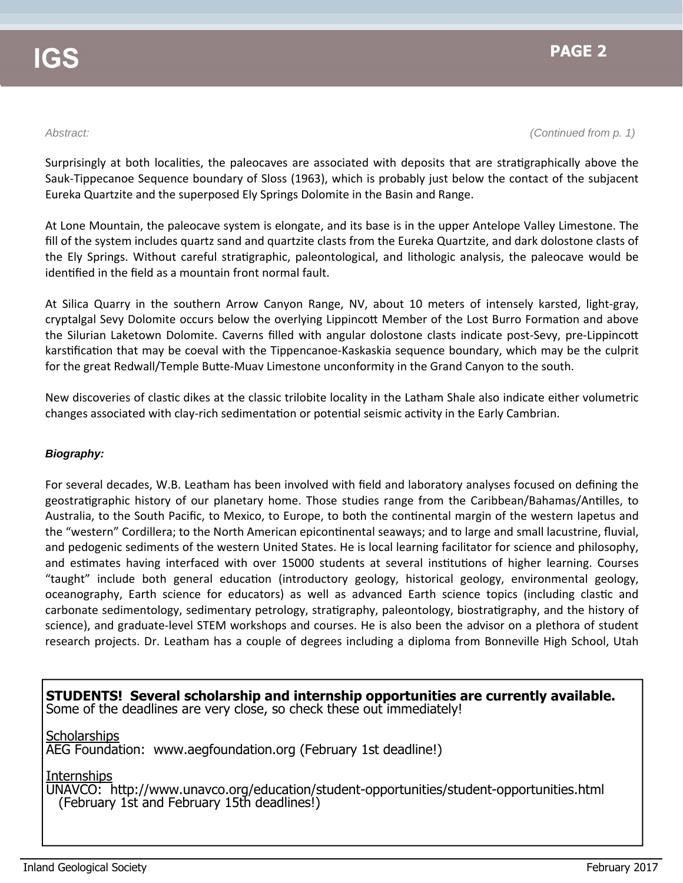*Abstract:* *(Continued from p. 1)*

Surprisingly at both localities, the paleocaves are associated with deposits that are stratigraphically above the Sauk-Tippecanoe Sequence boundary of Sloss (1963), which is probably just below the contact of the subjacent Eureka Quartzite and the superposed Ely Springs Dolomite in the Basin and Range.

At Lone Mountain, the paleocave system is elongate, and its base is in the upper Antelope Valley Limestone. The fill of the system includes quartz sand and quartzite clasts from the Eureka Quartzite, and dark dolostone clasts of the Ely Springs. Without careful stratigraphic, paleontological, and lithologic analysis, the paleocave would be identified in the field as a mountain front normal fault.

At Silica Quarry in the southern Arrow Canyon Range, NV, about 10 meters of intensely karsted, light-gray, cryptalgal Sevy Dolomite occurs below the overlying Lippincott Member of the Lost Burro Formation and above the Silurian Laketown Dolomite. Caverns filled with angular dolostone clasts indicate post-Sevy, pre-Lippincott karstification that may be coeval with the Tippencanoe-Kaskaskia sequence boundary, which may be the culprit for the great Redwall/Temple Butte-Muav Limestone unconformity in the Grand Canyon to the south.

New discoveries of clastic dikes at the classic trilobite locality in the Latham Shale also indicate either volumetric changes associated with clay-rich sedimentation or potential seismic activity in the Early Cambrian.

***Biography:***

For several decades, W.B. Leatham has been involved with field and laboratory analyses focused on defining the geostratigraphic history of our planetary home. Those studies range from the Caribbean/Bahamas/Antilles, to Australia, to the South Pacific, to Mexico, to Europe, to both the continental margin of the western Iapetus and the "western" Cordillera; to the North American epicontinental seaways; and to large and small lacustrine, fluvial, and pedogenic sediments of the western United States. He is local learning facilitator for science and philosophy, and estimates having interfaced with over 15000 students at several institutions of higher learning. Courses "taught" include both general education (introductory geology, historical geology, environmental geology, oceanography, Earth science for educators) as well as advanced Earth science topics (including clastic and carbonate sedimentology, sedimentary petrology, stratigraphy, paleontology, biostratigraphy, and the history of science), and graduate-level STEM workshops and courses. He is also been the advisor on a plethora of student research projects. Dr. Leatham has a couple of degrees including a diploma from Bonneville High School, Utah

---

**STUDENTS! Several scholarship and internship opportunities are currently available.**
Some of the deadlines are very close, so check these out immediately!

Scholarships
AEG Foundation: www.aegfoundation.org (February 1st deadline!)

Internships
UNAVCO: http://www.unavco.org/education/student-opportunities/student-opportunities.html (February 1st and February 15th deadlines!)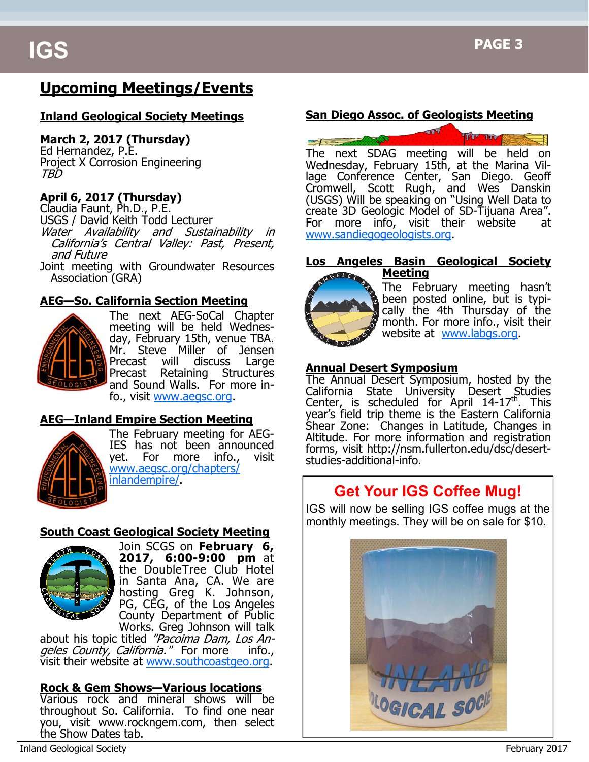# Upcoming Meetings/Events

## Inland Geological Society Meetings

**March 2, 2017 (Thursday)**
Ed Hernandez, P.E.
Project X Corrosion Engineering
*TBD*

**April 6, 2017 (Thursday)**
Claudia Faunt, Ph.D., P.E.
USGS / David Keith Todd Lecturer
*Water Availability and Sustainability in California's Central Valley: Past, Present, and Future*
Joint meeting with Groundwater Resources Association (GRA)

## AEG—So. California Section Meeting

The next AEG-SoCal Chapter meeting will be held Wednesday, February 15th, venue TBA. Mr. Steve Miller of Jensen Precast will discuss Large Precast Retaining Structures and Sound Walls. For more info., visit www.aegsc.org.

## AEG—Inland Empire Section Meeting

The February meeting for AEG-IES has not been announced yet. For more info., visit www.aegsc.org/chapters/inlandempire/.

## South Coast Geological Society Meeting

Join SCGS on **February 6, 2017, 6:00-9:00 pm** at the DoubleTree Club Hotel in Santa Ana, CA. We are hosting Greg K. Johnson, PG, CEG, of the Los Angeles County Department of Public Works. Greg Johnson will talk about his topic titled *"Pacoima Dam, Los Angeles County, California."* For more info., visit their website at www.southcoastgeo.org.

## Rock & Gem Shows—Various locations

Various rock and mineral shows will be throughout So. California. To find one near you, visit www.rockngem.com, then select the Show Dates tab.

## San Diego Assoc. of Geologists Meeting

The next SDAG meeting will be held on Wednesday, February 15th, at the Marina Village Conference Center, San Diego. Geoff Cromwell, Scott Rugh, and Wes Danskin (USGS) Will be speaking on "Using Well Data to create 3D Geologic Model of SD-Tijuana Area". For more info, visit their website at www.sandiegogeologists.org.

## Los Angeles Basin Geological Society Meeting

The February meeting hasn't been posted online, but is typically the 4th Thursday of the month. For more info., visit their website at www.labgs.org.

## Annual Desert Symposium

The Annual Desert Symposium, hosted by the California State University Desert Studies Center, is scheduled for April 14-17th. This year's field trip theme is the Eastern California Shear Zone: Changes in Latitude, Changes in Altitude. For more information and registration forms, visit http://nsm.fullerton.edu/dsc/desert-studies-additional-info.

## Get Your IGS Coffee Mug!

IGS will now be selling IGS coffee mugs at the monthly meetings. They will be on sale for $10.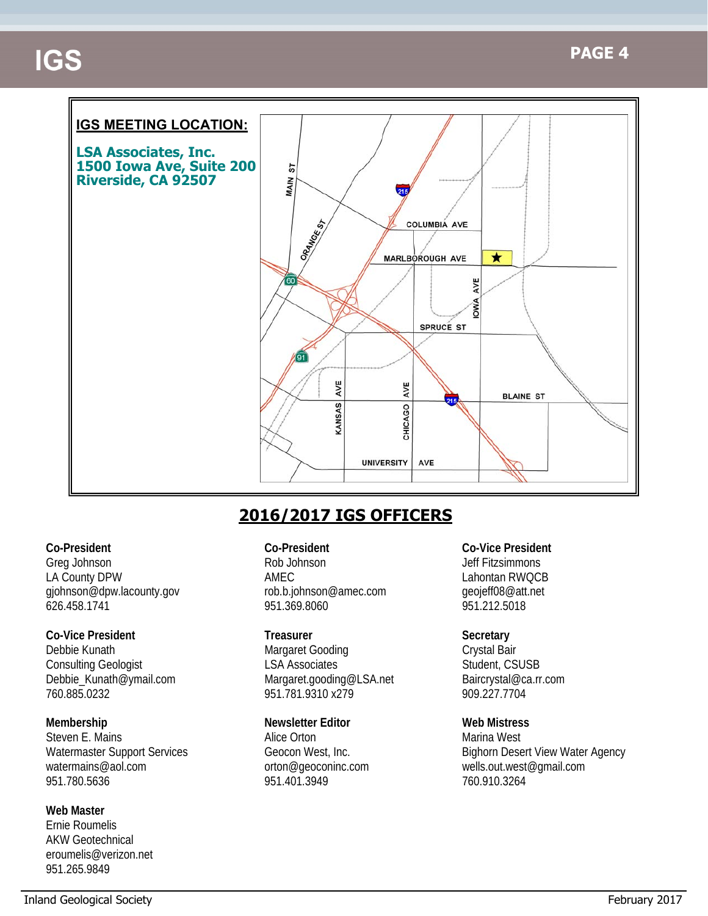## IGS MEETING LOCATION:

**LSA Associates, Inc.**
**1500 Iowa Ave, Suite 200**
**Riverside, CA 92507**

MAIN ST
ORANGE ST
215
COLUMBIA AVE
MARLBOROUGH AVE
60
IOWA AVE
SPRUCE ST
91
KANSAS AVE
CHICAGO AVE
215
BLAINE ST
UNIVERSITY AVE

## 2016/2017 IGS OFFICERS

**Co-President**
Greg Johnson
LA County DPW
gjohnson@dpw.lacounty.gov
626.458.1741

**Co-President**
Rob Johnson
AMEC
rob.b.johnson@amec.com
951.369.8060

**Co-Vice President**
Jeff Fitzsimmons
Lahontan RWQCB
geojeff08@att.net
951.212.5018

**Co-Vice President**
Debbie Kunath
Consulting Geologist
Debbie_Kunath@ymail.com
760.885.0232

**Treasurer**
Margaret Gooding
LSA Associates
Margaret.gooding@LSA.net
951.781.9310 x279

**Secretary**
Crystal Bair
Student, CSUSB
Baircrystal@ca.rr.com
909.227.7704

**Membership**
Steven E. Mains
Watermaster Support Services
watermains@aol.com
951.780.5636

**Newsletter Editor**
Alice Orton
Geocon West, Inc.
orton@geoconinc.com
951.401.3949

**Web Mistress**
Marina West
Bighorn Desert View Water Agency
wells.out.west@gmail.com
760.910.3264

**Web Master**
Ernie Roumelis
AKW Geotechnical
eroumelis@verizon.net
951.265.9849